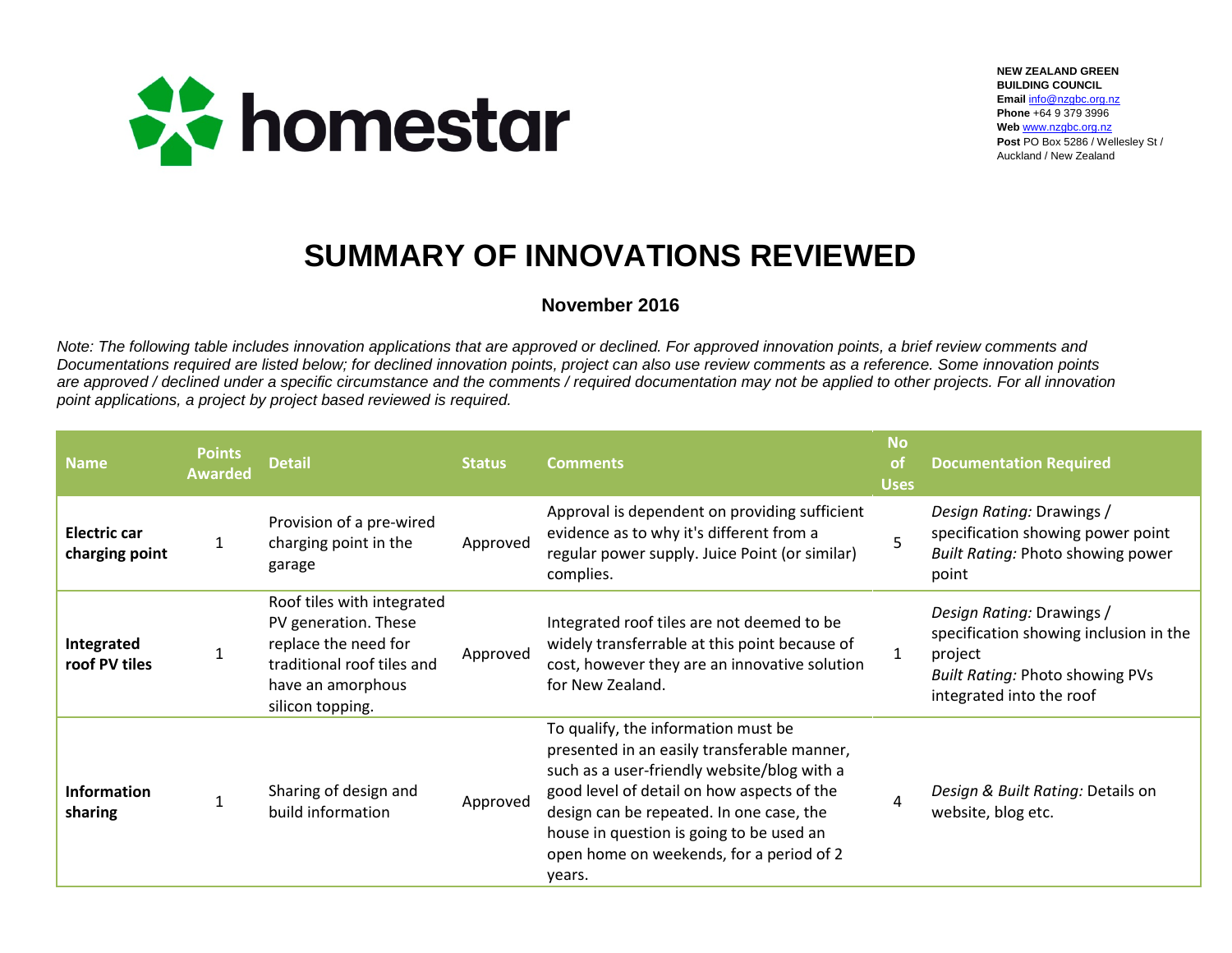homestar

**NEW ZEALAND GREEN BUILDING COUNCIL**
**Email** info@nzgbc.org.nz
**Phone** +64 9 379 3996
**Web** www.nzgbc.org.nz
**Post** PO Box 5286 / Wellesley St / Auckland / New Zealand

# SUMMARY OF INNOVATIONS REVIEWED

### November 2016

*Note: The following table includes innovation applications that are approved or declined. For approved innovation points, a brief review comments and Documentations required are listed below; for declined innovation points, project can also use review comments as a reference. Some innovation points are approved / declined under a specific circumstance and the comments / required documentation may not be applied to other projects. For all innovation point applications, a project by project based reviewed is required.*

| Name | Points Awarded | Detail | Status | Comments | No of Uses | Documentation Required |
|---|---|---|---|---|---|---|
| **Electric car charging point** | 1 | Provision of a pre-wired charging point in the garage | Approved | Approval is dependent on providing sufficient evidence as to why it's different from a regular power supply. Juice Point (or similar) complies. | 5 | *Design Rating:* Drawings / specification showing power point *Built Rating:* Photo showing power point |
| **Integrated roof PV tiles** | 1 | Roof tiles with integrated PV generation. These replace the need for traditional roof tiles and have an amorphous silicon topping. | Approved | Integrated roof tiles are not deemed to be widely transferrable at this point because of cost, however they are an innovative solution for New Zealand. | 1 | *Design Rating:* Drawings / specification showing inclusion in the project *Built Rating:* Photo showing PVs integrated into the roof |
| **Information sharing** | 1 | Sharing of design and build information | Approved | To qualify, the information must be presented in an easily transferable manner, such as a user-friendly website/blog with a good level of detail on how aspects of the design can be repeated. In one case, the house in question is going to be used an open home on weekends, for a period of 2 years. | 4 | *Design & Built Rating:* Details on website, blog etc. |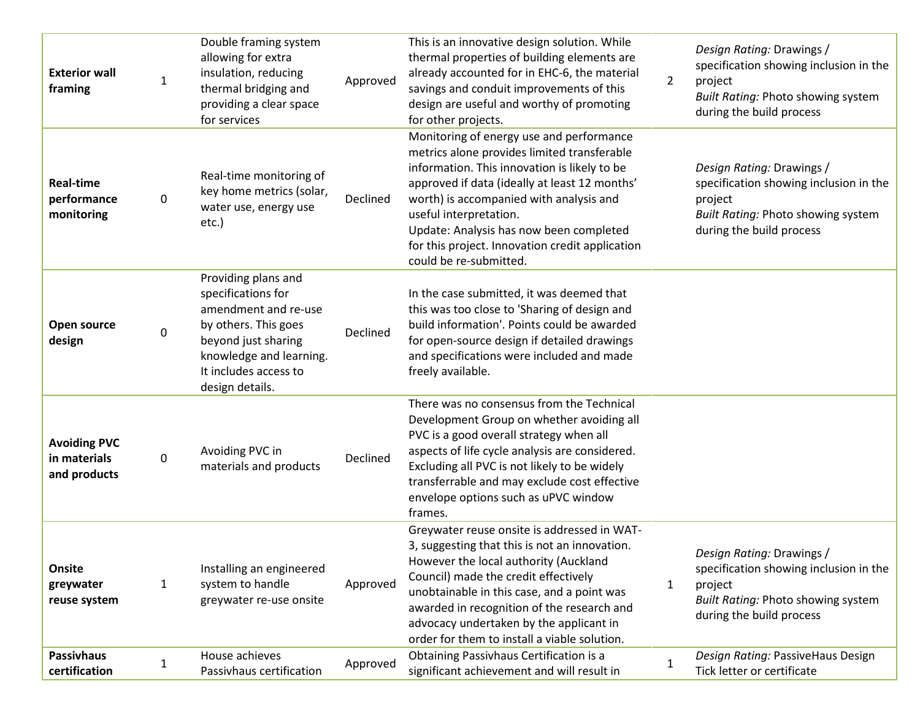| | | | | | | |
|---|---|---|---|---|---|---|
| **Exterior wall framing** | 1 | Double framing system allowing for extra insulation, reducing thermal bridging and providing a clear space for services | Approved | This is an innovative design solution. While thermal properties of building elements are already accounted for in EHC-6, the material savings and conduit improvements of this design are useful and worthy of promoting for other projects. | 2 | *Design Rating:* Drawings / specification showing inclusion in the project<br>*Built Rating:* Photo showing system during the build process |
| **Real-time performance monitoring** | 0 | Real-time monitoring of key home metrics (solar, water use, energy use etc.) | Declined | Monitoring of energy use and performance metrics alone provides limited transferable information. This innovation is likely to be approved if data (ideally at least 12 months' worth) is accompanied with analysis and useful interpretation.<br>Update: Analysis has now been completed for this project. Innovation credit application could be re-submitted. | | *Design Rating:* Drawings / specification showing inclusion in the project<br>*Built Rating:* Photo showing system during the build process |
| **Open source design** | 0 | Providing plans and specifications for amendment and re-use by others. This goes beyond just sharing knowledge and learning. It includes access to design details. | Declined | In the case submitted, it was deemed that this was too close to 'Sharing of design and build information'. Points could be awarded for open-source design if detailed drawings and specifications were included and made freely available. | | |
| **Avoiding PVC in materials and products** | 0 | Avoiding PVC in materials and products | Declined | There was no consensus from the Technical Development Group on whether avoiding all PVC is a good overall strategy when all aspects of life cycle analysis are considered. Excluding all PVC is not likely to be widely transferrable and may exclude cost effective envelope options such as uPVC window frames. | | |
| **Onsite greywater reuse system** | 1 | Installing an engineered system to handle greywater re-use onsite | Approved | Greywater reuse onsite is addressed in WAT-3, suggesting that this is not an innovation. However the local authority (Auckland Council) made the credit effectively unobtainable in this case, and a point was awarded in recognition of the research and advocacy undertaken by the applicant in order for them to install a viable solution. | 1 | *Design Rating:* Drawings / specification showing inclusion in the project<br>*Built Rating:* Photo showing system during the build process |
| **Passivhaus certification** | 1 | House achieves Passivhaus certification | Approved | Obtaining Passivhaus Certification is a significant achievement and will result in | 1 | *Design Rating:* PassiveHaus Design Tick letter or certificate |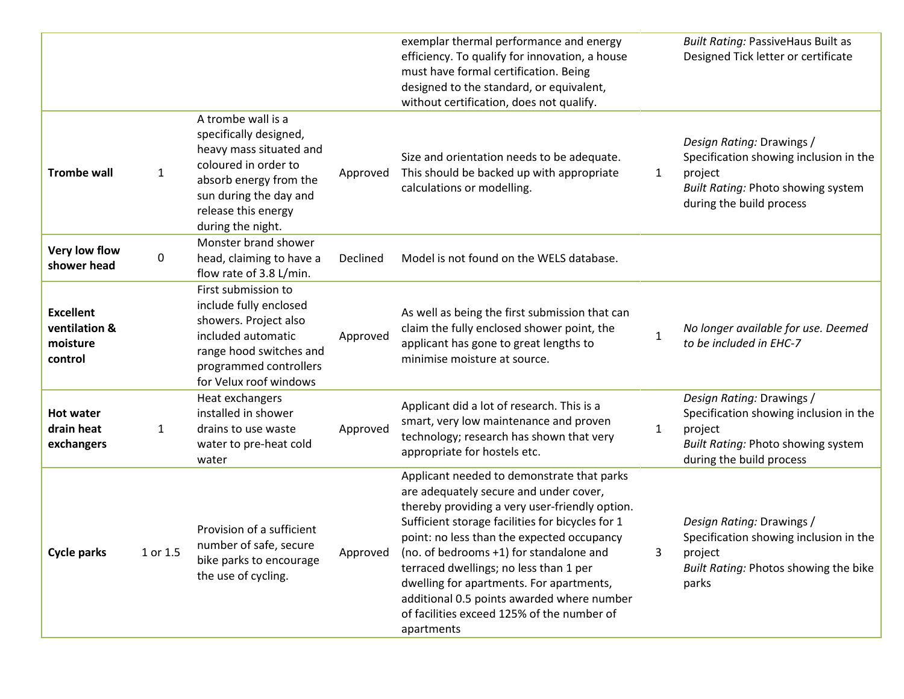|  |  |  |  |  |  |  |
|---|---|---|---|---|---|---|
|  |  |  |  | exemplar thermal performance and energy efficiency. To qualify for innovation, a house must have formal certification. Being designed to the standard, or equivalent, without certification, does not qualify. |  | *Built Rating:* PassiveHaus Built as Designed Tick letter or certificate |
| **Trombe wall** | 1 | A trombe wall is a specifically designed, heavy mass situated and coloured in order to absorb energy from the sun during the day and release this energy during the night. | Approved | Size and orientation needs to be adequate. This should be backed up with appropriate calculations or modelling. | 1 | *Design Rating:* Drawings / Specification showing inclusion in the project<br>*Built Rating:* Photo showing system during the build process |
| **Very low flow shower head** | 0 | Monster brand shower head, claiming to have a flow rate of 3.8 L/min. | Declined | Model is not found on the WELS database. |  |  |
| **Excellent ventilation & moisture control** |  | First submission to include fully enclosed showers. Project also included automatic range hood switches and programmed controllers for Velux roof windows | Approved | As well as being the first submission that can claim the fully enclosed shower point, the applicant has gone to great lengths to minimise moisture at source. | 1 | *No longer available for use. Deemed to be included in EHC-7* |
| **Hot water drain heat exchangers** | 1 | Heat exchangers installed in shower drains to use waste water to pre-heat cold water | Approved | Applicant did a lot of research. This is a smart, very low maintenance and proven technology; research has shown that very appropriate for hostels etc. | 1 | *Design Rating:* Drawings / Specification showing inclusion in the project<br>*Built Rating:* Photo showing system during the build process |
| **Cycle parks** | 1 or 1.5 | Provision of a sufficient number of safe, secure bike parks to encourage the use of cycling. | Approved | Applicant needed to demonstrate that parks are adequately secure and under cover, thereby providing a very user-friendly option. Sufficient storage facilities for bicycles for 1 point: no less than the expected occupancy (no. of bedrooms +1) for standalone and terraced dwellings; no less than 1 per dwelling for apartments. For apartments, additional 0.5 points awarded where number of facilities exceed 125% of the number of apartments | 3 | *Design Rating:* Drawings / Specification showing inclusion in the project<br>*Built Rating:* Photos showing the bike parks |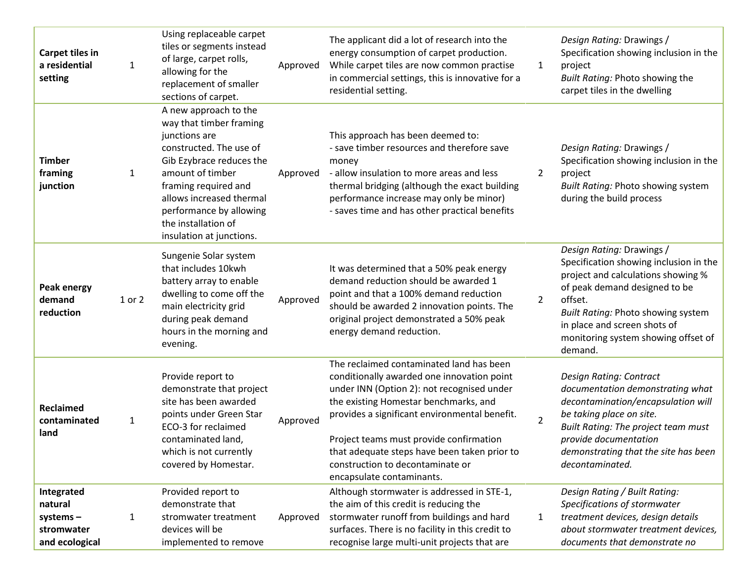| | | | | | | |
|---|---|---|---|---|---|---|
| **Carpet tiles in a residential setting** | 1 | Using replaceable carpet tiles or segments instead of large, carpet rolls, allowing for the replacement of smaller sections of carpet. | Approved | The applicant did a lot of research into the energy consumption of carpet production. While carpet tiles are now common practise in commercial settings, this is innovative for a residential setting. | 1 | *Design Rating:* Drawings / Specification showing inclusion in the project<br>*Built Rating:* Photo showing the carpet tiles in the dwelling |
| **Timber framing junction** | 1 | A new approach to the way that timber framing junctions are constructed. The use of Gib Ezybrace reduces the amount of timber framing required and allows increased thermal performance by allowing the installation of insulation at junctions. | Approved | This approach has been deemed to:<br>- save timber resources and therefore save money<br>- allow insulation to more areas and less thermal bridging (although the exact building performance increase may only be minor)<br>- saves time and has other practical benefits | 2 | *Design Rating:* Drawings / Specification showing inclusion in the project<br>*Built Rating:* Photo showing system during the build process |
| **Peak energy demand reduction** | 1 or 2 | Sungenie Solar system that includes 10kwh battery array to enable dwelling to come off the main electricity grid during peak demand hours in the morning and evening. | Approved | It was determined that a 50% peak energy demand reduction should be awarded 1 point and that a 100% demand reduction should be awarded 2 innovation points. The original project demonstrated a 50% peak energy demand reduction. | 2 | *Design Rating:* Drawings / Specification showing inclusion in the project and calculations showing % of peak demand designed to be offset.<br>*Built Rating:* Photo showing system in place and screen shots of monitoring system showing offset of demand. |
| **Reclaimed contaminated land** | 1 | Provide report to demonstrate that project site has been awarded points under Green Star ECO-3 for reclaimed contaminated land, which is not currently covered by Homestar. | Approved | The reclaimed contaminated land has been conditionally awarded one innovation point under INN (Option 2): not recognised under the existing Homestar benchmarks, and provides a significant environmental benefit.<br><br>Project teams must provide confirmation that adequate steps have been taken prior to construction to decontaminate or encapsulate contaminants. | 2 | *Design Rating: Contract documentation demonstrating what decontamination/encapsulation will be taking place on site.*<br>*Built Rating: The project team must provide documentation demonstrating that the site has been decontaminated.* |
| **Integrated natural systems – stromwater and ecological** | 1 | Provided report to demonstrate that stromwater treatment devices will be implemented to remove | Approved | Although stormwater is addressed in STE-1, the aim of this credit is reducing the stormwater runoff from buildings and hard surfaces. There is no facility in this credit to recognise large multi-unit projects that are | 1 | *Design Rating / Built Rating: Specifications of stormwater treatment devices, design details about stormwater treatment devices, documents that demonstrate no* |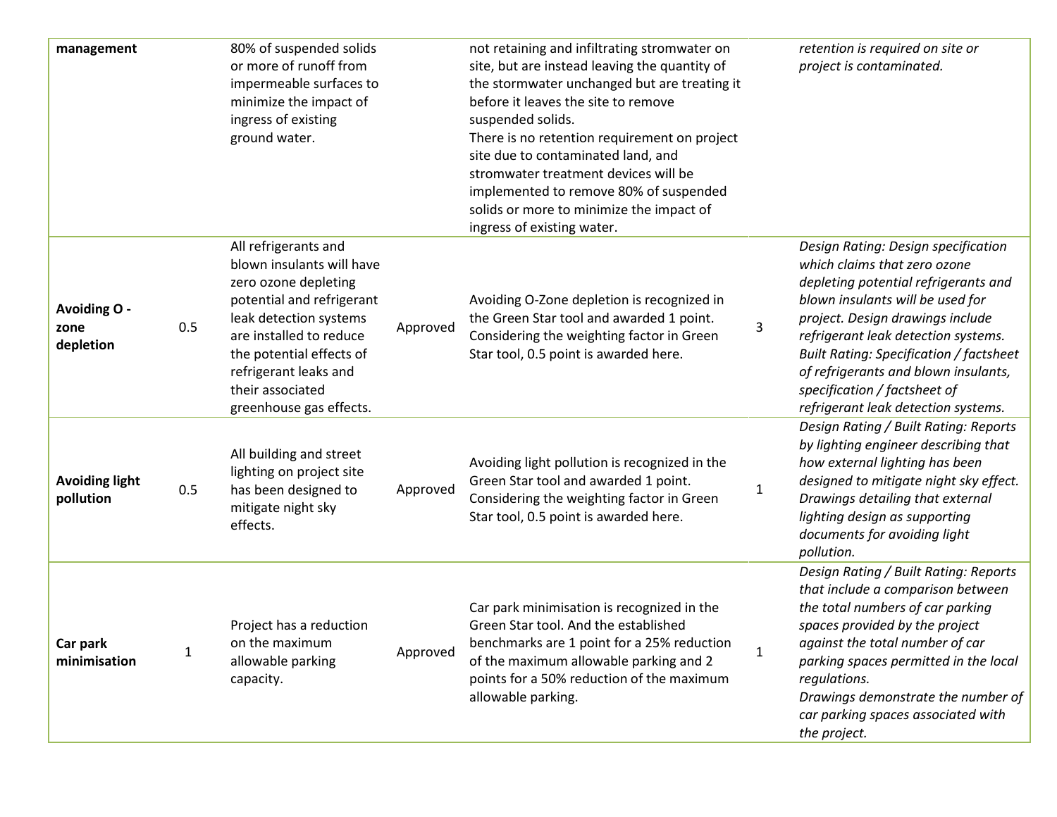| | | | | | | |
|---|---|---|---|---|---|---|
| **management** | | 80% of suspended solids or more of runoff from impermeable surfaces to minimize the impact of ingress of existing ground water. | | not retaining and infiltrating stromwater on site, but are instead leaving the quantity of the stormwater unchanged but are treating it before it leaves the site to remove suspended solids. There is no retention requirement on project site due to contaminated land, and stromwater treatment devices will be implemented to remove 80% of suspended solids or more to minimize the impact of ingress of existing water. | | *retention is required on site or project is contaminated.* |
| **Avoiding O - zone depletion** | 0.5 | All refrigerants and blown insulants will have zero ozone depleting potential and refrigerant leak detection systems are installed to reduce the potential effects of refrigerant leaks and their associated greenhouse gas effects. | Approved | Avoiding O-Zone depletion is recognized in the Green Star tool and awarded 1 point. Considering the weighting factor in Green Star tool, 0.5 point is awarded here. | 3 | *Design Rating: Design specification which claims that zero ozone depleting potential refrigerants and blown insulants will be used for project. Design drawings include refrigerant leak detection systems. Built Rating: Specification / factsheet of refrigerants and blown insulants, specification / factsheet of refrigerant leak detection systems.* |
| **Avoiding light pollution** | 0.5 | All building and street lighting on project site has been designed to mitigate night sky effects. | Approved | Avoiding light pollution is recognized in the Green Star tool and awarded 1 point. Considering the weighting factor in Green Star tool, 0.5 point is awarded here. | 1 | *Design Rating / Built Rating: Reports by lighting engineer describing that how external lighting has been designed to mitigate night sky effect. Drawings detailing that external lighting design as supporting documents for avoiding light pollution.* |
| **Car park minimisation** | 1 | Project has a reduction on the maximum allowable parking capacity. | Approved | Car park minimisation is recognized in the Green Star tool. And the established benchmarks are 1 point for a 25% reduction of the maximum allowable parking and 2 points for a 50% reduction of the maximum allowable parking. | 1 | *Design Rating / Built Rating: Reports that include a comparison between the total numbers of car parking spaces provided by the project against the total number of car parking spaces permitted in the local regulations. Drawings demonstrate the number of car parking spaces associated with the project.* |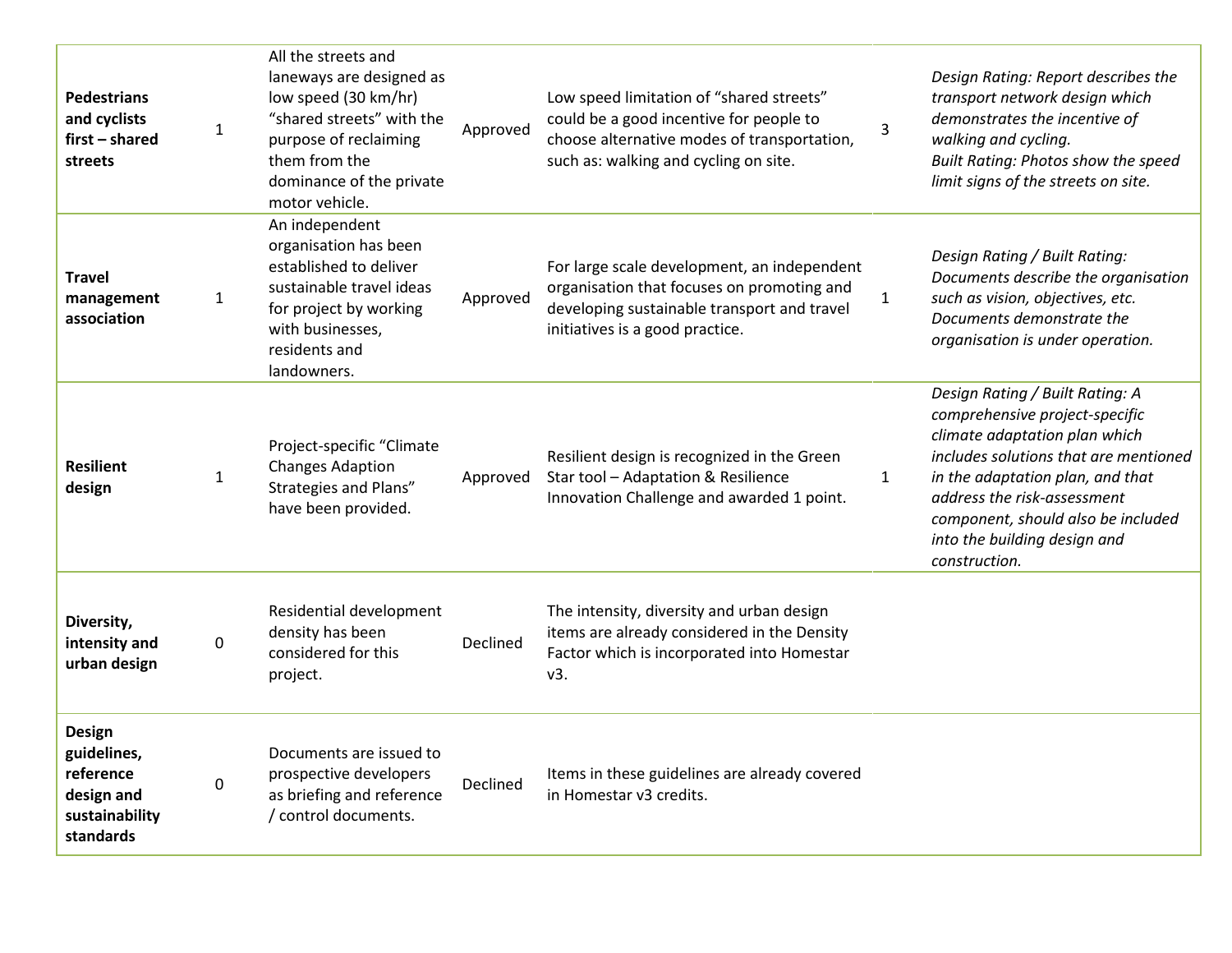| | | | | | | |
|---|---|---|---|---|---|---|
| **Pedestrians and cyclists first – shared streets** | 1 | All the streets and laneways are designed as low speed (30 km/hr) "shared streets" with the purpose of reclaiming them from the dominance of the private motor vehicle. | Approved | Low speed limitation of "shared streets" could be a good incentive for people to choose alternative modes of transportation, such as: walking and cycling on site. | 3 | *Design Rating: Report describes the transport network design which demonstrates the incentive of walking and cycling.*<br>*Built Rating: Photos show the speed limit signs of the streets on site.* |
| **Travel management association** | 1 | An independent organisation has been established to deliver sustainable travel ideas for project by working with businesses, residents and landowners. | Approved | For large scale development, an independent organisation that focuses on promoting and developing sustainable transport and travel initiatives is a good practice. | 1 | *Design Rating / Built Rating: Documents describe the organisation such as vision, objectives, etc. Documents demonstrate the organisation is under operation.* |
| **Resilient design** | 1 | Project-specific "Climate Changes Adaption Strategies and Plans" have been provided. | Approved | Resilient design is recognized in the Green Star tool – Adaptation & Resilience Innovation Challenge and awarded 1 point. | 1 | *Design Rating / Built Rating: A comprehensive project-specific climate adaptation plan which includes solutions that are mentioned in the adaptation plan, and that address the risk-assessment component, should also be included into the building design and construction.* |
| **Diversity, intensity and urban design** | 0 | Residential development density has been considered for this project. | Declined | The intensity, diversity and urban design items are already considered in the Density Factor which is incorporated into Homestar v3. | | |
| **Design guidelines, reference design and sustainability standards** | 0 | Documents are issued to prospective developers as briefing and reference / control documents. | Declined | Items in these guidelines are already covered in Homestar v3 credits. | | |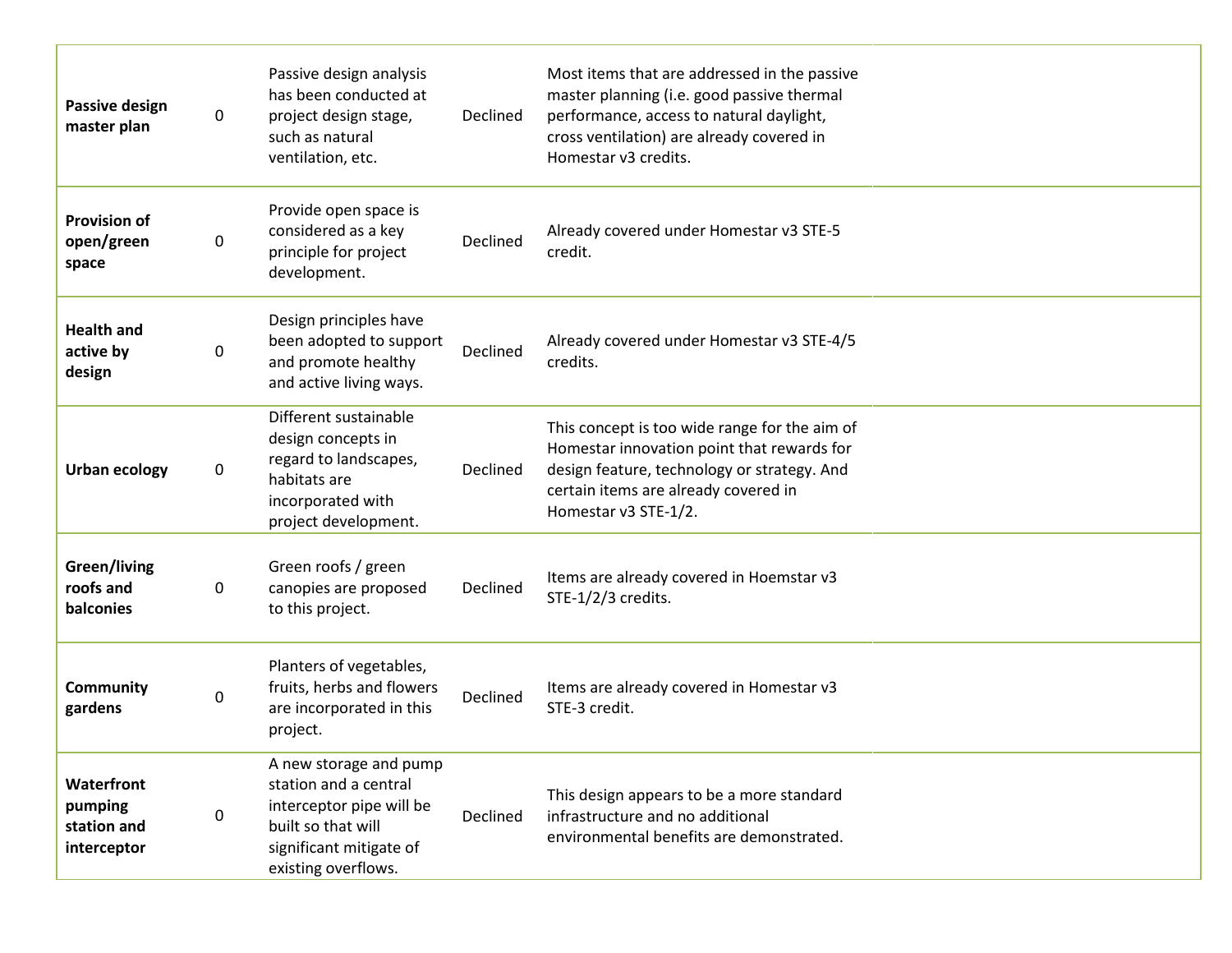| | | | | | |
|---|---|---|---|---|---|
| **Passive design master plan** | 0 | Passive design analysis has been conducted at project design stage, such as natural ventilation, etc. | Declined | Most items that are addressed in the passive master planning (i.e. good passive thermal performance, access to natural daylight, cross ventilation) are already covered in Homestar v3 credits. | |
| **Provision of open/green space** | 0 | Provide open space is considered as a key principle for project development. | Declined | Already covered under Homestar v3 STE-5 credit. | |
| **Health and active by design** | 0 | Design principles have been adopted to support and promote healthy and active living ways. | Declined | Already covered under Homestar v3 STE-4/5 credits. | |
| **Urban ecology** | 0 | Different sustainable design concepts in regard to landscapes, habitats are incorporated with project development. | Declined | This concept is too wide range for the aim of Homestar innovation point that rewards for design feature, technology or strategy. And certain items are already covered in Homestar v3 STE-1/2. | |
| **Green/living roofs and balconies** | 0 | Green roofs / green canopies are proposed to this project. | Declined | Items are already covered in Hoemstar v3 STE-1/2/3 credits. | |
| **Community gardens** | 0 | Planters of vegetables, fruits, herbs and flowers are incorporated in this project. | Declined | Items are already covered in Homestar v3 STE-3 credit. | |
| **Waterfront pumping station and interceptor** | 0 | A new storage and pump station and a central interceptor pipe will be built so that will significant mitigate of existing overflows. | Declined | This design appears to be a more standard infrastructure and no additional environmental benefits are demonstrated. | |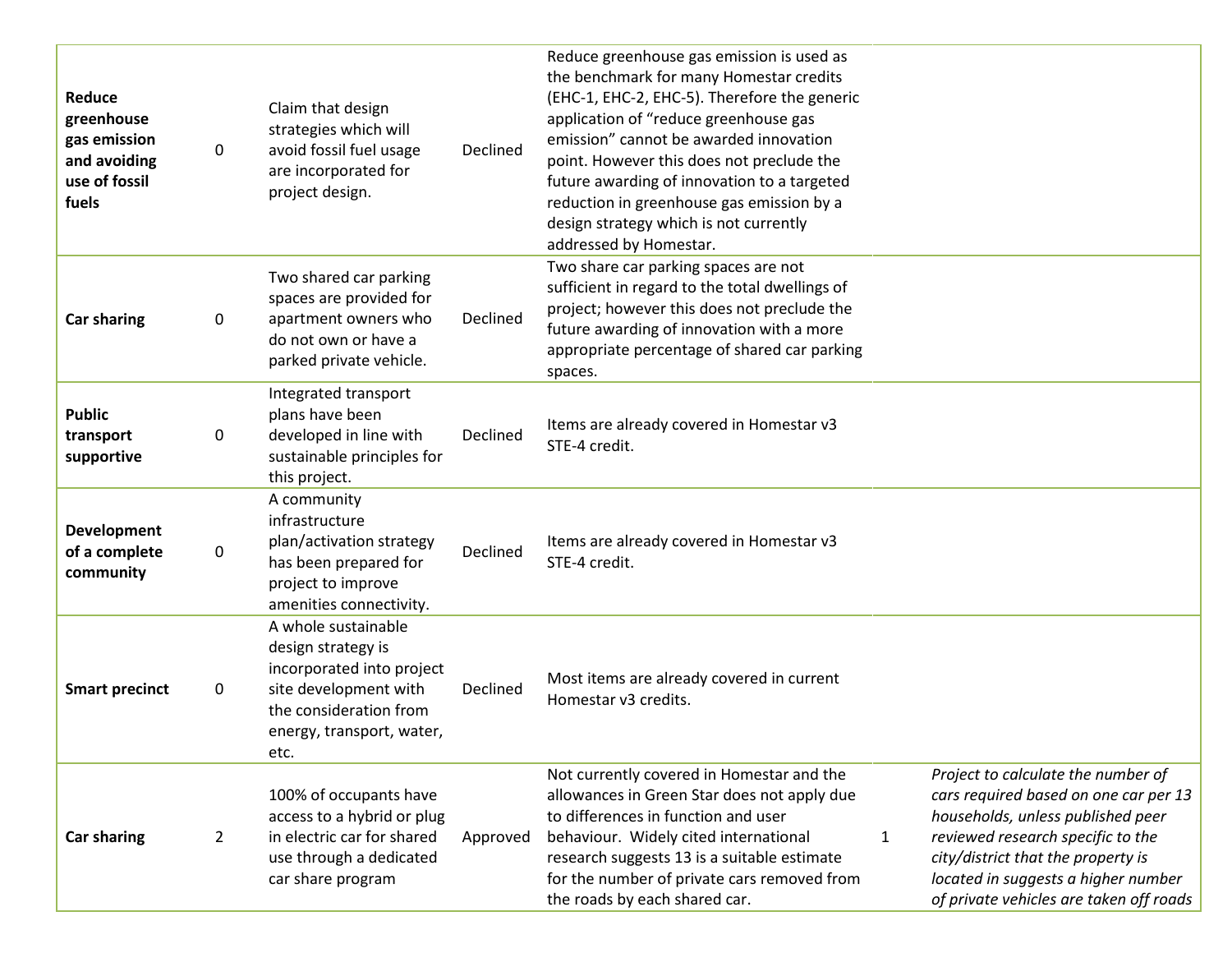| | | | | | | |
|---|---|---|---|---|---|---|
| **Reduce greenhouse gas emission and avoiding use of fossil fuels** | 0 | Claim that design strategies which will avoid fossil fuel usage are incorporated for project design. | Declined | Reduce greenhouse gas emission is used as the benchmark for many Homestar credits (EHC-1, EHC-2, EHC-5). Therefore the generic application of "reduce greenhouse gas emission" cannot be awarded innovation point. However this does not preclude the future awarding of innovation to a targeted reduction in greenhouse gas emission by a design strategy which is not currently addressed by Homestar. | | |
| **Car sharing** | 0 | Two shared car parking spaces are provided for apartment owners who do not own or have a parked private vehicle. | Declined | Two share car parking spaces are not sufficient in regard to the total dwellings of project; however this does not preclude the future awarding of innovation with a more appropriate percentage of shared car parking spaces. | | |
| **Public transport supportive** | 0 | Integrated transport plans have been developed in line with sustainable principles for this project. | Declined | Items are already covered in Homestar v3 STE-4 credit. | | |
| **Development of a complete community** | 0 | A community infrastructure plan/activation strategy has been prepared for project to improve amenities connectivity. | Declined | Items are already covered in Homestar v3 STE-4 credit. | | |
| **Smart precinct** | 0 | A whole sustainable design strategy is incorporated into project site development with the consideration from energy, transport, water, etc. | Declined | Most items are already covered in current Homestar v3 credits. | | |
| **Car sharing** | 2 | 100% of occupants have access to a hybrid or plug in electric car for shared use through a dedicated car share program | Approved | Not currently covered in Homestar and the allowances in Green Star does not apply due to differences in function and user behaviour. Widely cited international research suggests 13 is a suitable estimate for the number of private cars removed from the roads by each shared car. | 1 | *Project to calculate the number of cars required based on one car per 13 households, unless published peer reviewed research specific to the city/district that the property is located in suggests a higher number of private vehicles are taken off roads* |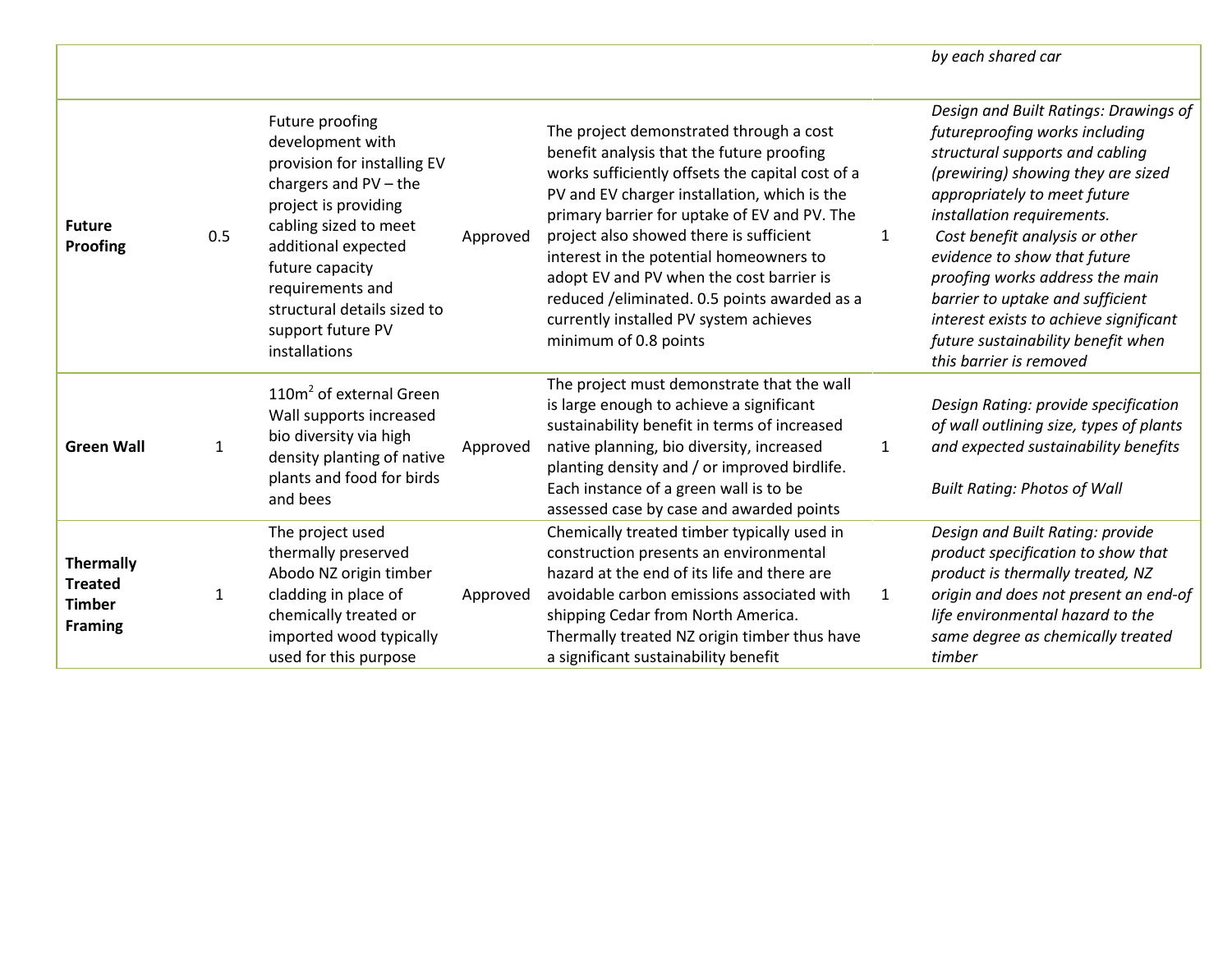| | | | | | | |
|---|---|---|---|---|---|---|
| | | | | | | *by each shared car* |
| **Future Proofing** | 0.5 | Future proofing development with provision for installing EV chargers and PV – the project is providing cabling sized to meet additional expected future capacity requirements and structural details sized to support future PV installations | Approved | The project demonstrated through a cost benefit analysis that the future proofing works sufficiently offsets the capital cost of a PV and EV charger installation, which is the primary barrier for uptake of EV and PV. The project also showed there is sufficient interest in the potential homeowners to adopt EV and PV when the cost barrier is reduced /eliminated. 0.5 points awarded as a currently installed PV system achieves minimum of 0.8 points | 1 | *Design and Built Ratings: Drawings of futureproofing works including structural supports and cabling (prewiring) showing they are sized appropriately to meet future installation requirements. Cost benefit analysis or other evidence to show that future proofing works address the main barrier to uptake and sufficient interest exists to achieve significant future sustainability benefit when this barrier is removed* |
| **Green Wall** | 1 | 110m$^2$ of external Green Wall supports increased bio diversity via high density planting of native plants and food for birds and bees | Approved | The project must demonstrate that the wall is large enough to achieve a significant sustainability benefit in terms of increased native planning, bio diversity, increased planting density and / or improved birdlife. Each instance of a green wall is to be assessed case by case and awarded points | 1 | *Design Rating: provide specification of wall outlining size, types of plants and expected sustainability benefits*<br><br>*Built Rating: Photos of Wall* |
| **Thermally Treated Timber Framing** | 1 | The project used thermally preserved Abodo NZ origin timber cladding in place of chemically treated or imported wood typically used for this purpose | Approved | Chemically treated timber typically used in construction presents an environmental hazard at the end of its life and there are avoidable carbon emissions associated with shipping Cedar from North America. Thermally treated NZ origin timber thus have a significant sustainability benefit | 1 | *Design and Built Rating: provide product specification to show that product is thermally treated, NZ origin and does not present an end-of life environmental hazard to the same degree as chemically treated timber* |